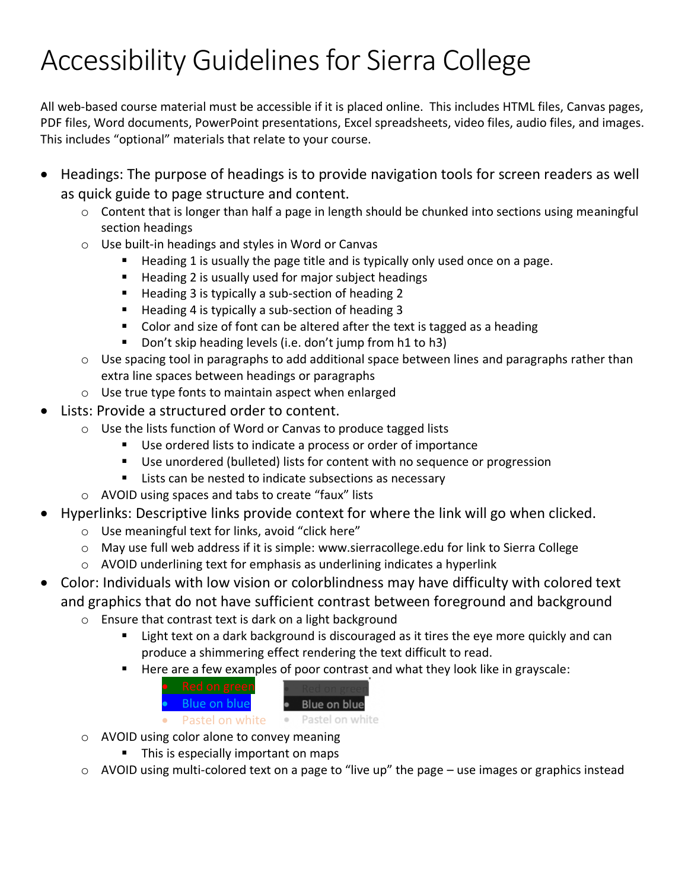# Accessibility Guidelines for Sierra College

All web-based course material must be accessible if it is placed online. This includes HTML files, Canvas pages, PDF files, Word documents, PowerPoint presentations, Excel spreadsheets, video files, audio files, and images. This includes "optional" materials that relate to your course.

- Headings: The purpose of headings is to provide navigation tools for screen readers as well as quick guide to page structure and content.
    - Content that is longer than half a page in length should be chunked into sections using meaningful section headings
    - Use built-in headings and styles in Word or Canvas
        - Heading 1 is usually the page title and is typically only used once on a page.
        - Heading 2 is usually used for major subject headings
        - Heading 3 is typically a sub-section of heading 2
        - Heading 4 is typically a sub-section of heading 3
        - Color and size of font can be altered after the text is tagged as a heading
        - Don't skip heading levels (i.e. don't jump from h1 to h3)
    - Use spacing tool in paragraphs to add additional space between lines and paragraphs rather than extra line spaces between headings or paragraphs
    - Use true type fonts to maintain aspect when enlarged
- Lists: Provide a structured order to content.
    - Use the lists function of Word or Canvas to produce tagged lists
        - Use ordered lists to indicate a process or order of importance
        - Use unordered (bulleted) lists for content with no sequence or progression
        - Lists can be nested to indicate subsections as necessary
    - AVOID using spaces and tabs to create "faux" lists
- Hyperlinks: Descriptive links provide context for where the link will go when clicked.
    - Use meaningful text for links, avoid "click here"
    - May use full web address if it is simple: www.sierracollege.edu for link to Sierra College
    - AVOID underlining text for emphasis as underlining indicates a hyperlink
- Color: Individuals with low vision or colorblindness may have difficulty with colored text and graphics that do not have sufficient contrast between foreground and background
    - Ensure that contrast text is dark on a light background
        - Light text on a dark background is discouraged as it tires the eye more quickly and can produce a shimmering effect rendering the text difficult to read.
        - Here are a few examples of poor contrast and what they look like in grayscale:

| Color | Grayscale |
| --- | --- |
| • Red on green | • Red on green |
| • Blue on blue | • Blue on blue |
| • Pastel on white | • Pastel on white |

    - AVOID using color alone to convey meaning
        - This is especially important on maps
    - AVOID using multi-colored text on a page to "live up" the page – use images or graphics instead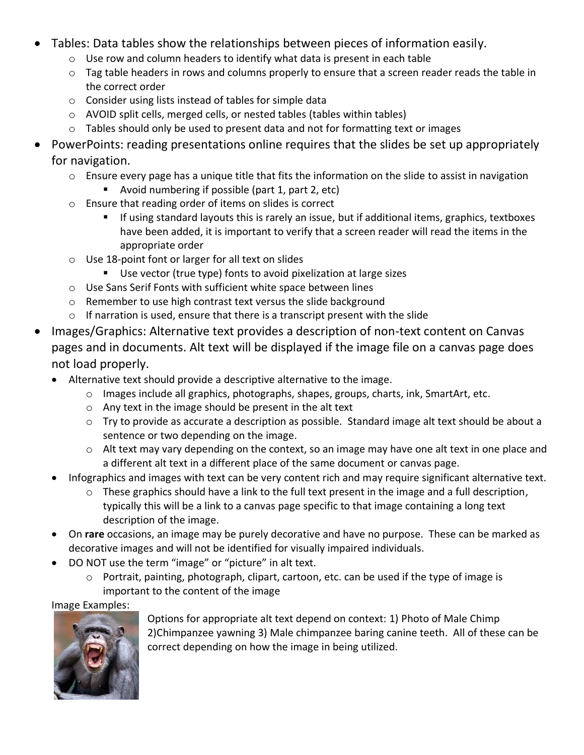- Tables: Data tables show the relationships between pieces of information easily.
  - Use row and column headers to identify what data is present in each table
  - Tag table headers in rows and columns properly to ensure that a screen reader reads the table in the correct order
  - Consider using lists instead of tables for simple data
  - AVOID split cells, merged cells, or nested tables (tables within tables)
  - Tables should only be used to present data and not for formatting text or images
- PowerPoints: reading presentations online requires that the slides be set up appropriately for navigation.
  - Ensure every page has a unique title that fits the information on the slide to assist in navigation
    - Avoid numbering if possible (part 1, part 2, etc)
  - Ensure that reading order of items on slides is correct
    - If using standard layouts this is rarely an issue, but if additional items, graphics, textboxes have been added, it is important to verify that a screen reader will read the items in the appropriate order
  - Use 18-point font or larger for all text on slides
    - Use vector (true type) fonts to avoid pixelization at large sizes
  - Use Sans Serif Fonts with sufficient white space between lines
  - Remember to use high contrast text versus the slide background
  - If narration is used, ensure that there is a transcript present with the slide
- Images/Graphics: Alternative text provides a description of non-text content on Canvas pages and in documents. Alt text will be displayed if the image file on a canvas page does not load properly.
  - Alternative text should provide a descriptive alternative to the image.
    - Images include all graphics, photographs, shapes, groups, charts, ink, SmartArt, etc.
    - Any text in the image should be present in the alt text
    - Try to provide as accurate a description as possible. Standard image alt text should be about a sentence or two depending on the image.
    - Alt text may vary depending on the context, so an image may have one alt text in one place and a different alt text in a different place of the same document or canvas page.
  - Infographics and images with text can be very content rich and may require significant alternative text.
    - These graphics should have a link to the full text present in the image and a full description, typically this will be a link to a canvas page specific to that image containing a long text description of the image.
  - On **rare** occasions, an image may be purely decorative and have no purpose. These can be marked as decorative images and will not be identified for visually impaired individuals.
  - DO NOT use the term "image" or "picture" in alt text.
    - Portrait, painting, photograph, clipart, cartoon, etc. can be used if the type of image is important to the content of the image

Image Examples:

Options for appropriate alt text depend on context: 1) Photo of Male Chimp 2)Chimpanzee yawning 3) Male chimpanzee baring canine teeth. All of these can be correct depending on how the image in being utilized.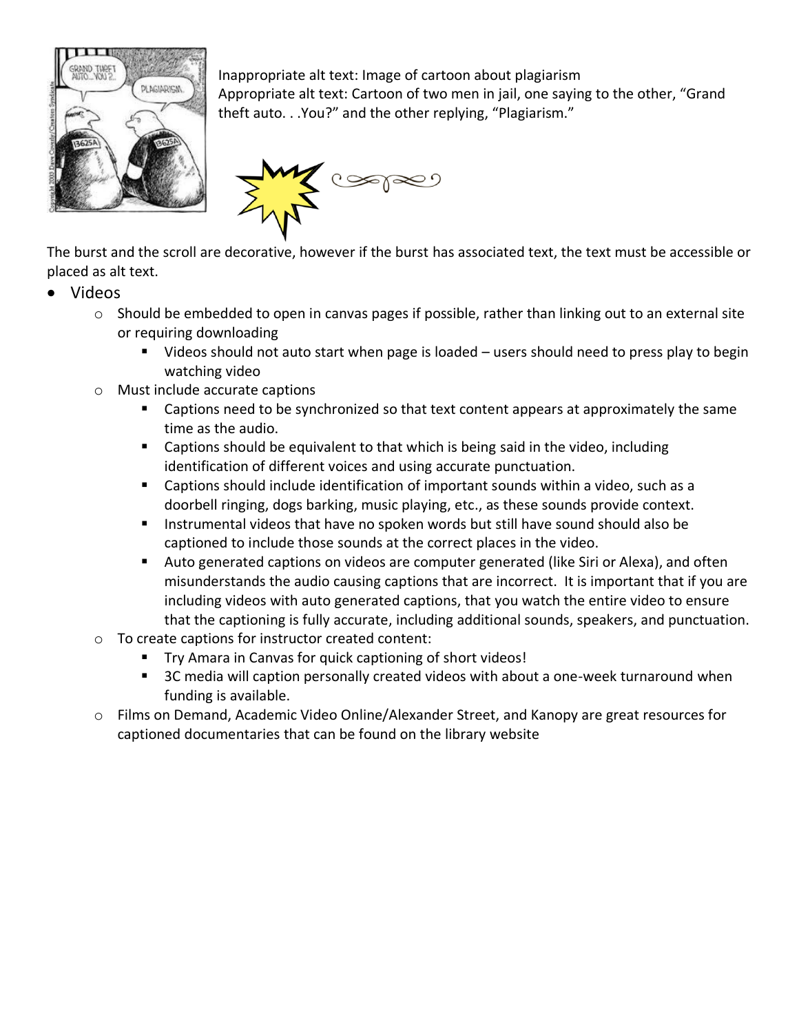Inappropriate alt text: Image of cartoon about plagiarism
Appropriate alt text: Cartoon of two men in jail, one saying to the other, "Grand theft auto. . .You?" and the other replying, "Plagiarism."

The burst and the scroll are decorative, however if the burst has associated text, the text must be accessible or placed as alt text.

- Videos
  - Should be embedded to open in canvas pages if possible, rather than linking out to an external site or requiring downloading
    - Videos should not auto start when page is loaded – users should need to press play to begin watching video
  - Must include accurate captions
    - Captions need to be synchronized so that text content appears at approximately the same time as the audio.
    - Captions should be equivalent to that which is being said in the video, including identification of different voices and using accurate punctuation.
    - Captions should include identification of important sounds within a video, such as a doorbell ringing, dogs barking, music playing, etc., as these sounds provide context.
    - Instrumental videos that have no spoken words but still have sound should also be captioned to include those sounds at the correct places in the video.
    - Auto generated captions on videos are computer generated (like Siri or Alexa), and often misunderstands the audio causing captions that are incorrect. It is important that if you are including videos with auto generated captions, that you watch the entire video to ensure that the captioning is fully accurate, including additional sounds, speakers, and punctuation.
  - To create captions for instructor created content:
    - Try Amara in Canvas for quick captioning of short videos!
    - 3C media will caption personally created videos with about a one-week turnaround when funding is available.
  - Films on Demand, Academic Video Online/Alexander Street, and Kanopy are great resources for captioned documentaries that can be found on the library website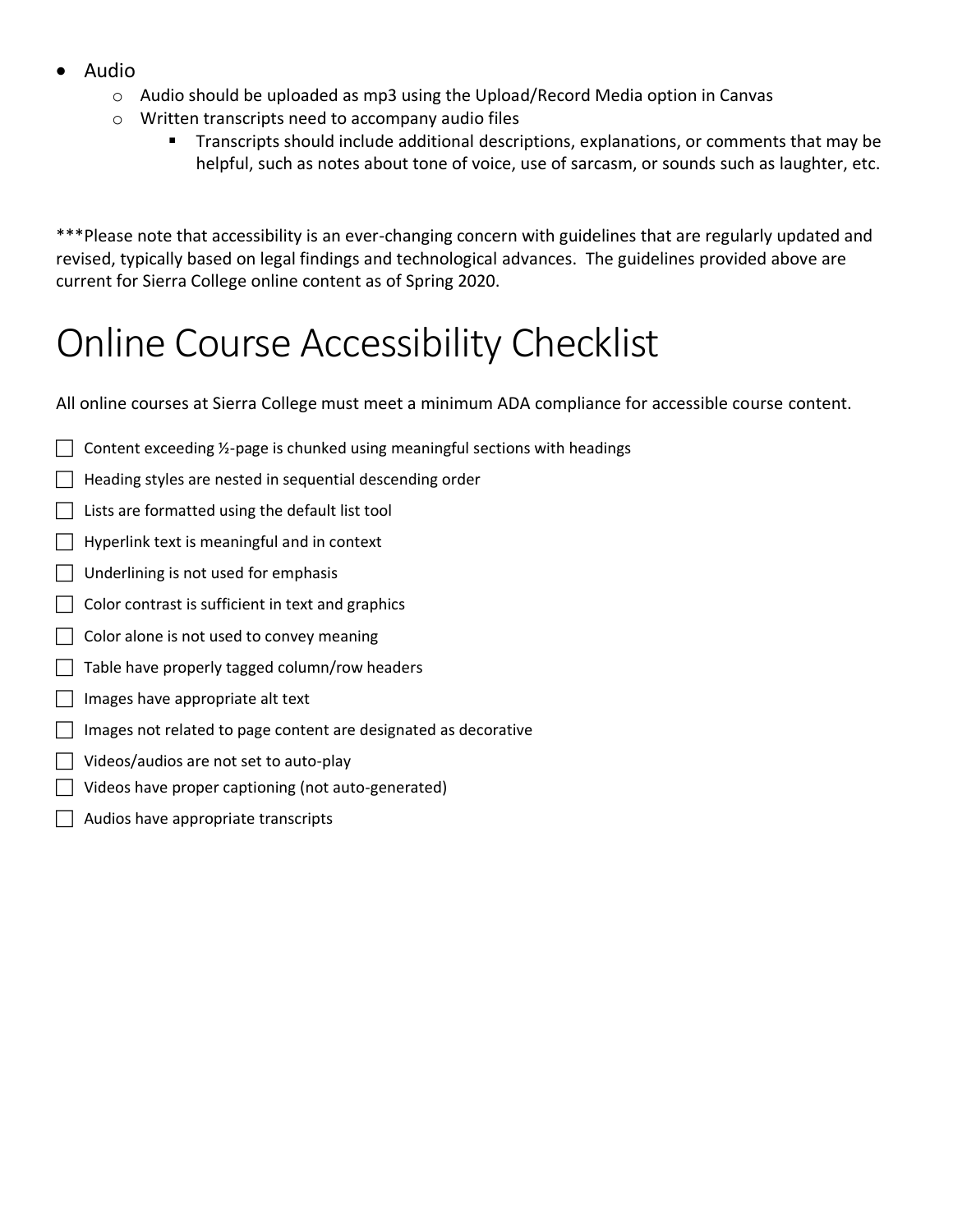- Audio
  - Audio should be uploaded as mp3 using the Upload/Record Media option in Canvas
  - Written transcripts need to accompany audio files
    - Transcripts should include additional descriptions, explanations, or comments that may be helpful, such as notes about tone of voice, use of sarcasm, or sounds such as laughter, etc.

***Please note that accessibility is an ever-changing concern with guidelines that are regularly updated and revised, typically based on legal findings and technological advances. The guidelines provided above are current for Sierra College online content as of Spring 2020.

# Online Course Accessibility Checklist

All online courses at Sierra College must meet a minimum ADA compliance for accessible course content.

- [ ] Content exceeding ½-page is chunked using meaningful sections with headings
- [ ] Heading styles are nested in sequential descending order
- [ ] Lists are formatted using the default list tool
- [ ] Hyperlink text is meaningful and in context
- [ ] Underlining is not used for emphasis
- [ ] Color contrast is sufficient in text and graphics
- [ ] Color alone is not used to convey meaning
- [ ] Table have properly tagged column/row headers
- [ ] Images have appropriate alt text
- [ ] Images not related to page content are designated as decorative
- [ ] Videos/audios are not set to auto-play
- [ ] Videos have proper captioning (not auto-generated)
- [ ] Audios have appropriate transcripts